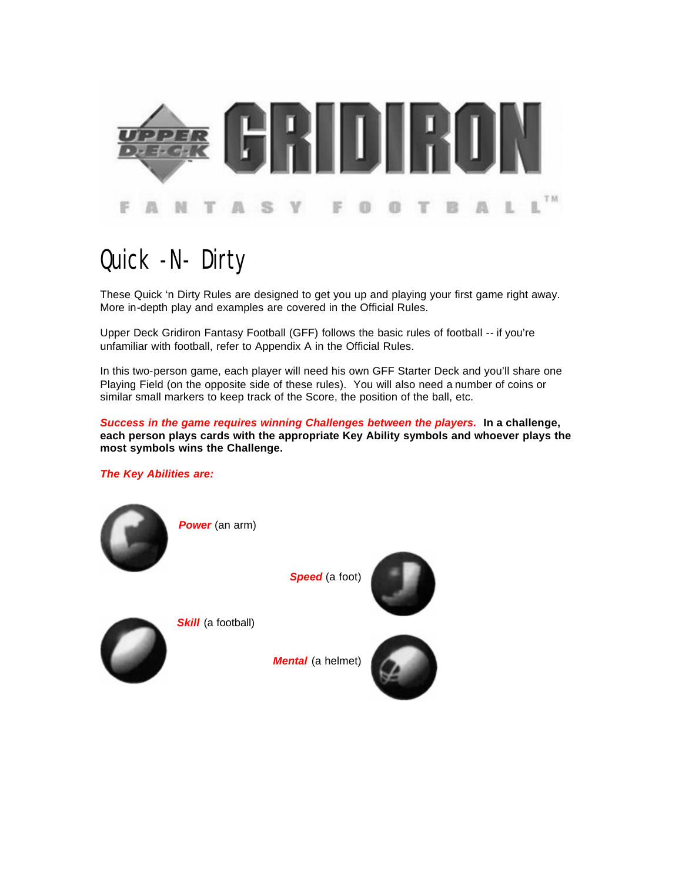# UPPER DECK GRIDIRON FANTASY FOOTBALL™

## Quick -N- Dirty

These Quick 'n Dirty Rules are designed to get you up and playing your first game right away. More in-depth play and examples are covered in the Official Rules.

Upper Deck Gridiron Fantasy Football (GFF) follows the basic rules of football -- if you're unfamiliar with football, refer to Appendix A in the Official Rules.

In this two-person game, each player will need his own GFF Starter Deck and you'll share one Playing Field (on the opposite side of these rules). You will also need a number of coins or similar small markers to keep track of the Score, the position of the ball, etc.

***Success in the game requires winning Challenges between the players.*** **In a challenge, each person plays cards with the appropriate Key Ability symbols and whoever plays the most symbols wins the Challenge.**

***The Key Abilities are:***

***Power*** (an arm)

***Speed*** (a foot)

***Skill*** (a football)

***Mental*** (a helmet)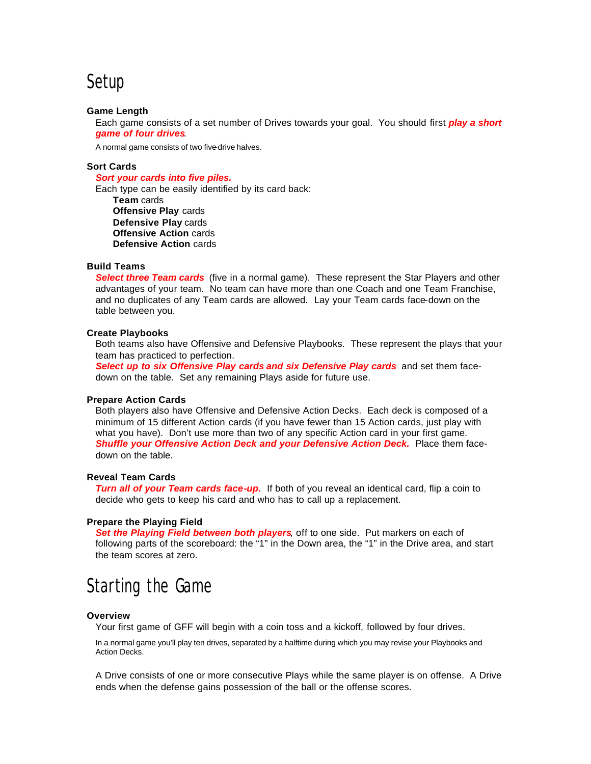# Setup

### Game Length

Each game consists of a set number of Drives towards your goal. You should first ***play a short game of four drives***.

A normal game consists of two five-drive halves.

### Sort Cards

***Sort your cards into five piles.***

Each type can be easily identified by its card back:

- **Team** cards
- **Offensive Play** cards
- **Defensive Play** cards
- **Offensive Action** cards
- **Defensive Action** cards

### Build Teams

***Select three Team cards*** (five in a normal game). These represent the Star Players and other advantages of your team. No team can have more than one Coach and one Team Franchise, and no duplicates of any Team cards are allowed. Lay your Team cards face-down on the table between you.

### Create Playbooks

Both teams also have Offensive and Defensive Playbooks. These represent the plays that your team has practiced to perfection.

***Select up to six Offensive Play cards and six Defensive Play cards*** and set them face-down on the table. Set any remaining Plays aside for future use.

### Prepare Action Cards

Both players also have Offensive and Defensive Action Decks. Each deck is composed of a minimum of 15 different Action cards (if you have fewer than 15 Action cards, just play with what you have). Don't use more than two of any specific Action card in your first game.

***Shuffle your Offensive Action Deck and your Defensive Action Deck.*** Place them face-down on the table.

### Reveal Team Cards

***Turn all of your Team cards face-up.*** If both of you reveal an identical card, flip a coin to decide who gets to keep his card and who has to call up a replacement.

### Prepare the Playing Field

***Set the Playing Field between both players***, off to one side. Put markers on each of following parts of the scoreboard: the "1" in the Down area, the "1" in the Drive area, and start the team scores at zero.

# Starting the Game

### Overview

Your first game of GFF will begin with a coin toss and a kickoff, followed by four drives.

In a normal game you'll play ten drives, separated by a halftime during which you may revise your Playbooks and Action Decks.

A Drive consists of one or more consecutive Plays while the same player is on offense. A Drive ends when the defense gains possession of the ball or the offense scores.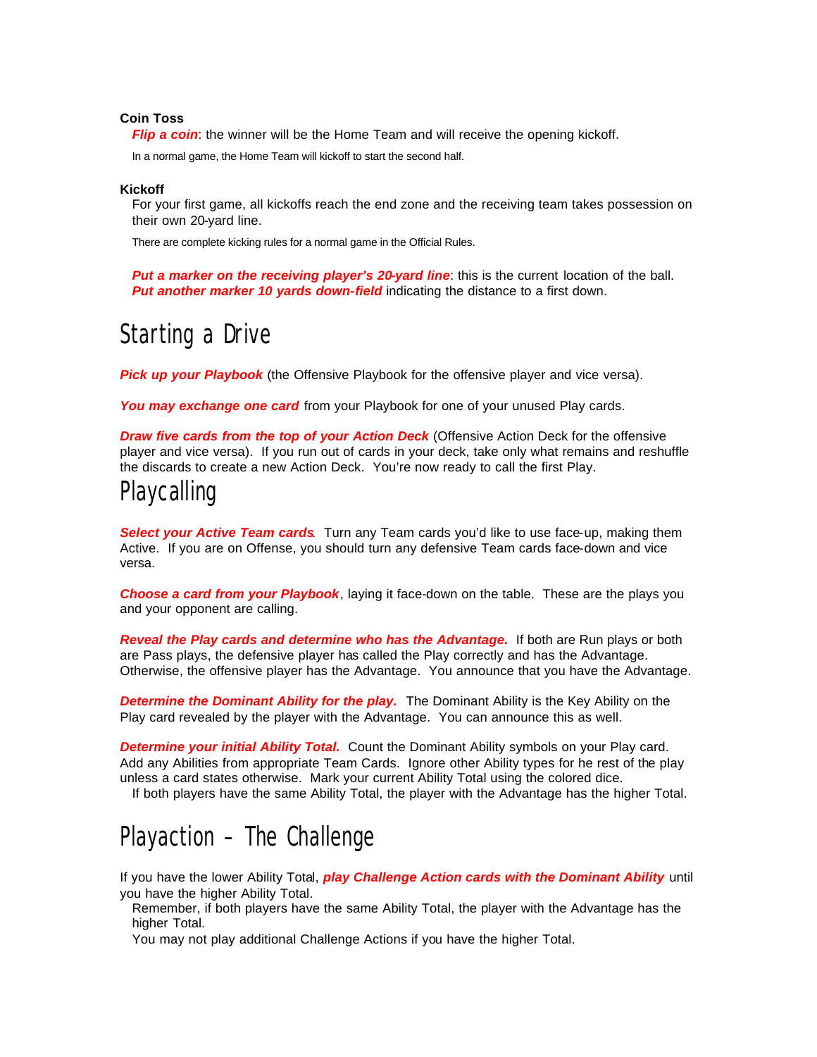### Coin Toss

***Flip a coin***: the winner will be the Home Team and will receive the opening kickoff.

In a normal game, the Home Team will kickoff to start the second half.

### Kickoff

For your first game, all kickoffs reach the end zone and the receiving team takes possession on their own 20-yard line.

There are complete kicking rules for a normal game in the Official Rules.

***Put a marker on the receiving player's 20-yard line***: this is the current location of the ball. ***Put another marker 10 yards down-field*** indicating the distance to a first down.

## Starting a Drive

***Pick up your Playbook*** (the Offensive Playbook for the offensive player and vice versa).

***You may exchange one card*** from your Playbook for one of your unused Play cards.

***Draw five cards from the top of your Action Deck*** (Offensive Action Deck for the offensive player and vice versa). If you run out of cards in your deck, take only what remains and reshuffle the discards to create a new Action Deck. You're now ready to call the first Play.

## Playcalling

***Select your Active Team cards***. Turn any Team cards you'd like to use face-up, making them Active. If you are on Offense, you should turn any defensive Team cards face-down and vice versa.

***Choose a card from your Playbook***, laying it face-down on the table. These are the plays you and your opponent are calling.

***Reveal the Play cards and determine who has the Advantage.*** If both are Run plays or both are Pass plays, the defensive player has called the Play correctly and has the Advantage. Otherwise, the offensive player has the Advantage. You announce that you have the Advantage.

***Determine the Dominant Ability for the play.*** The Dominant Ability is the Key Ability on the Play card revealed by the player with the Advantage. You can announce this as well.

***Determine your initial Ability Total.*** Count the Dominant Ability symbols on your Play card. Add any Abilities from appropriate Team Cards. Ignore other Ability types for he rest of the play unless a card states otherwise. Mark your current Ability Total using the colored dice.

If both players have the same Ability Total, the player with the Advantage has the higher Total.

## Playaction – The Challenge

If you have the lower Ability Total, ***play Challenge Action cards with the Dominant Ability*** until you have the higher Ability Total.

Remember, if both players have the same Ability Total, the player with the Advantage has the higher Total.

You may not play additional Challenge Actions if you have the higher Total.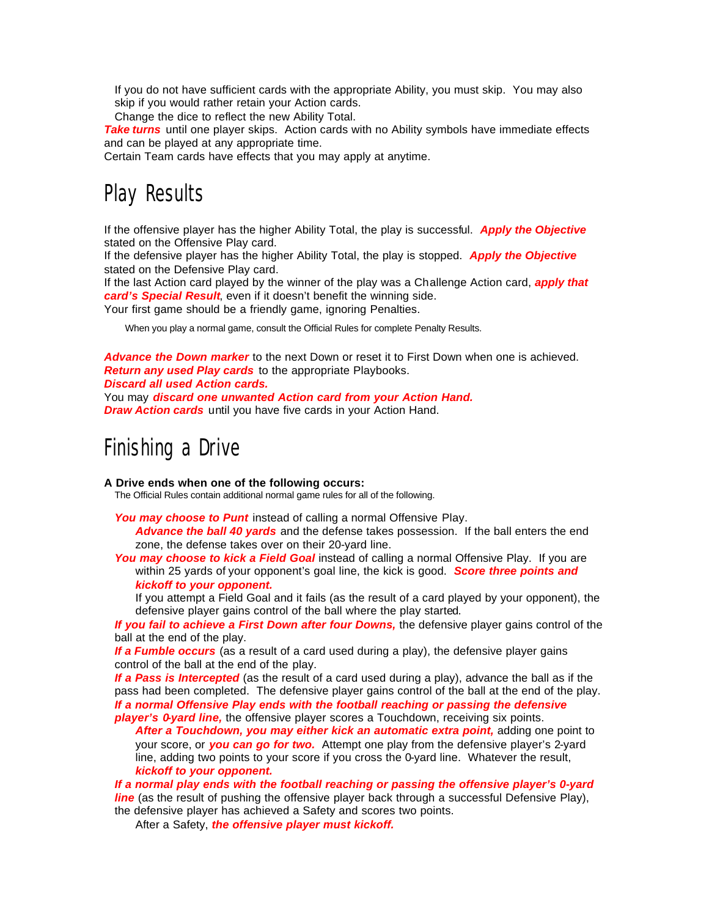If you do not have sufficient cards with the appropriate Ability, you must skip. You may also skip if you would rather retain your Action cards.

Change the dice to reflect the new Ability Total.

***Take turns*** until one player skips. Action cards with no Ability symbols have immediate effects and can be played at any appropriate time.

Certain Team cards have effects that you may apply at anytime.

## Play Results

If the offensive player has the higher Ability Total, the play is successful. ***Apply the Objective*** stated on the Offensive Play card.

If the defensive player has the higher Ability Total, the play is stopped. ***Apply the Objective*** stated on the Defensive Play card.

If the last Action card played by the winner of the play was a Challenge Action card, ***apply that card's Special Result***, even if it doesn't benefit the winning side.

Your first game should be a friendly game, ignoring Penalties.

When you play a normal game, consult the Official Rules for complete Penalty Results.

***Advance the Down marker*** to the next Down or reset it to First Down when one is achieved.

***Return any used Play cards*** to the appropriate Playbooks.

***Discard all used Action cards.***

You may ***discard one unwanted Action card from your Action Hand.***

***Draw Action cards*** until you have five cards in your Action Hand.

## Finishing a Drive

**A Drive ends when one of the following occurs:**

The Official Rules contain additional normal game rules for all of the following.

- ***You may choose to Punt*** instead of calling a normal Offensive Play.
  - ***Advance the ball 40 yards*** and the defense takes possession. If the ball enters the end zone, the defense takes over on their 20-yard line.
- ***You may choose to kick a Field Goal*** instead of calling a normal Offensive Play. If you are within 25 yards of your opponent's goal line, the kick is good. ***Score three points and kickoff to your opponent.***
  - If you attempt a Field Goal and it fails (as the result of a card played by your opponent), the defensive player gains control of the ball where the play started.
- ***If you fail to achieve a First Down after four Downs,*** the defensive player gains control of the ball at the end of the play.
- ***If a Fumble occurs*** (as a result of a card used during a play), the defensive player gains control of the ball at the end of the play.
- ***If a Pass is Intercepted*** (as the result of a card used during a play), advance the ball as if the pass had been completed. The defensive player gains control of the ball at the end of the play.
- ***If a normal Offensive Play ends with the football reaching or passing the defensive player's 0-yard line,*** the offensive player scores a Touchdown, receiving six points.
  - ***After a Touchdown, you may either kick an automatic extra point,*** adding one point to your score, or ***you can go for two.*** Attempt one play from the defensive player's 2-yard line, adding two points to your score if you cross the 0-yard line. Whatever the result, ***kickoff to your opponent.***
- ***If a normal play ends with the football reaching or passing the offensive player's 0-yard line*** (as the result of pushing the offensive player back through a successful Defensive Play), the defensive player has achieved a Safety and scores two points.
  - After a Safety, ***the offensive player must kickoff.***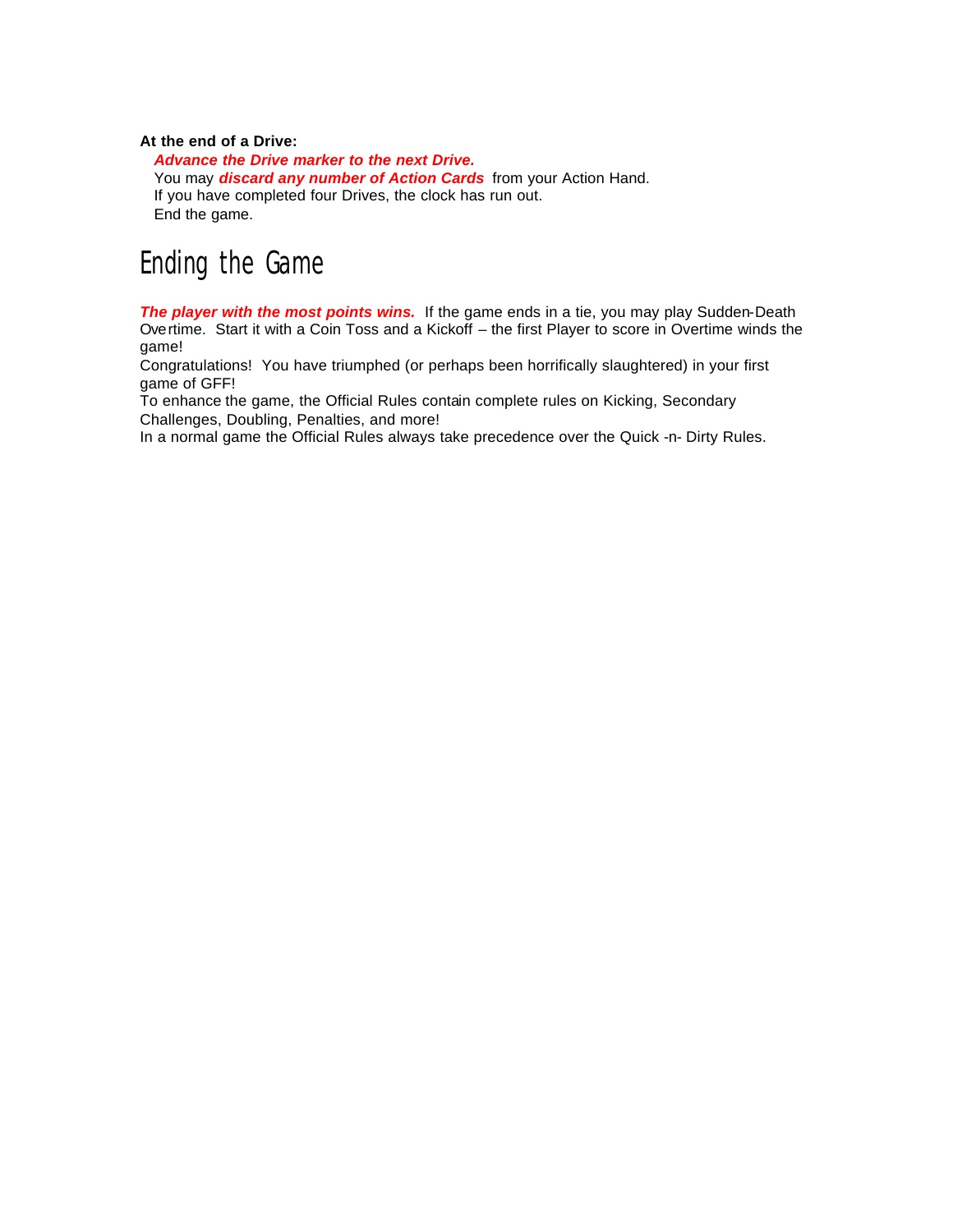**At the end of a Drive:**

***Advance the Drive marker to the next Drive.***

You may ***discard any number of Action Cards*** from your Action Hand.

If you have completed four Drives, the clock has run out.

End the game.

# Ending the Game

***The player with the most points wins.*** If the game ends in a tie, you may play Sudden-Death Overtime. Start it with a Coin Toss and a Kickoff – the first Player to score in Overtime winds the game!

Congratulations! You have triumphed (or perhaps been horrifically slaughtered) in your first game of GFF!

To enhance the game, the Official Rules contain complete rules on Kicking, Secondary Challenges, Doubling, Penalties, and more!

In a normal game the Official Rules always take precedence over the Quick -n- Dirty Rules.